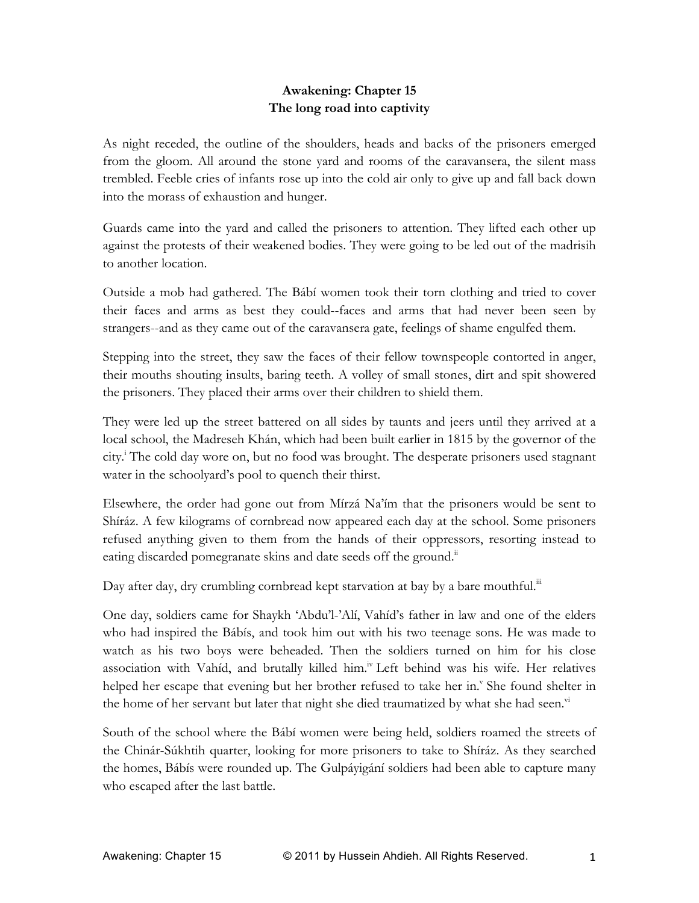# Awakening: Chapter 15
## The long road into captivity

As night receded, the outline of the shoulders, heads and backs of the prisoners emerged from the gloom. All around the stone yard and rooms of the caravansera, the silent mass trembled. Feeble cries of infants rose up into the cold air only to give up and fall back down into the morass of exhaustion and hunger.

Guards came into the yard and called the prisoners to attention. They lifted each other up against the protests of their weakened bodies. They were going to be led out of the madrisih to another location.

Outside a mob had gathered. The Bábí women took their torn clothing and tried to cover their faces and arms as best they could--faces and arms that had never been seen by strangers--and as they came out of the caravansera gate, feelings of shame engulfed them.

Stepping into the street, they saw the faces of their fellow townspeople contorted in anger, their mouths shouting insults, baring teeth. A volley of small stones, dirt and spit showered the prisoners. They placed their arms over their children to shield them.

They were led up the street battered on all sides by taunts and jeers until they arrived at a local school, the Madreseh Khán, which had been built earlier in 1815 by the governor of the city.[i] The cold day wore on, but no food was brought. The desperate prisoners used stagnant water in the schoolyard's pool to quench their thirst.

Elsewhere, the order had gone out from Mírzá Na'ím that the prisoners would be sent to Shíráz. A few kilograms of cornbread now appeared each day at the school. Some prisoners refused anything given to them from the hands of their oppressors, resorting instead to eating discarded pomegranate skins and date seeds off the ground.[ii]

Day after day, dry crumbling cornbread kept starvation at bay by a bare mouthful.[iii]

One day, soldiers came for Shaykh 'Abdu'l-'Alí, Vahíd's father in law and one of the elders who had inspired the Bábís, and took him out with his two teenage sons. He was made to watch as his two boys were beheaded. Then the soldiers turned on him for his close association with Vahíd, and brutally killed him.[iv] Left behind was his wife. Her relatives helped her escape that evening but her brother refused to take her in.[v] She found shelter in the home of her servant but later that night she died traumatized by what she had seen.[vi]

South of the school where the Bábí women were being held, soldiers roamed the streets of the Chinár-Súkhtih quarter, looking for more prisoners to take to Shíráz. As they searched the homes, Bábís were rounded up. The Gulpáyigání soldiers had been able to capture many who escaped after the last battle.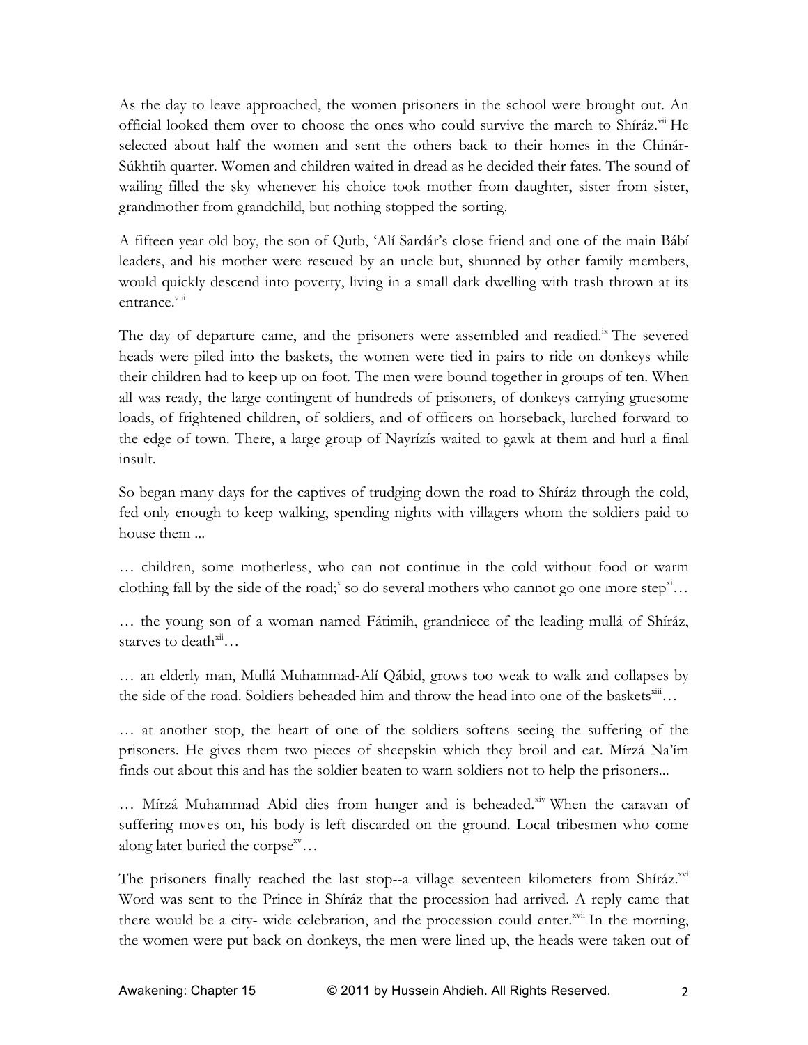As the day to leave approached, the women prisoners in the school were brought out. An official looked them over to choose the ones who could survive the march to Shíráz.[vii] He selected about half the women and sent the others back to their homes in the Chinár-Súkhtih quarter. Women and children waited in dread as he decided their fates. The sound of wailing filled the sky whenever his choice took mother from daughter, sister from sister, grandmother from grandchild, but nothing stopped the sorting.

A fifteen year old boy, the son of Qutb, 'Alí Sardár's close friend and one of the main Bábí leaders, and his mother were rescued by an uncle but, shunned by other family members, would quickly descend into poverty, living in a small dark dwelling with trash thrown at its entrance.[viii]

The day of departure came, and the prisoners were assembled and readied.[ix] The severed heads were piled into the baskets, the women were tied in pairs to ride on donkeys while their children had to keep up on foot. The men were bound together in groups of ten. When all was ready, the large contingent of hundreds of prisoners, of donkeys carrying gruesome loads, of frightened children, of soldiers, and of officers on horseback, lurched forward to the edge of town. There, a large group of Nayrízís waited to gawk at them and hurl a final insult.

So began many days for the captives of trudging down the road to Shíráz through the cold, fed only enough to keep walking, spending nights with villagers whom the soldiers paid to house them ...

… children, some motherless, who can not continue in the cold without food or warm clothing fall by the side of the road;[x] so do several mothers who cannot go one more step[xi]…

… the young son of a woman named Fátimih, grandniece of the leading mullá of Shíráz, starves to death[xii]…

… an elderly man, Mullá Muhammad-Alí Qábid, grows too weak to walk and collapses by the side of the road. Soldiers beheaded him and throw the head into one of the baskets[xiii]…

… at another stop, the heart of one of the soldiers softens seeing the suffering of the prisoners. He gives them two pieces of sheepskin which they broil and eat. Mírzá Na'ím finds out about this and has the soldier beaten to warn soldiers not to help the prisoners...

… Mírzá Muhammad Abid dies from hunger and is beheaded.[xiv] When the caravan of suffering moves on, his body is left discarded on the ground. Local tribesmen who come along later buried the corpse[xv]…

The prisoners finally reached the last stop--a village seventeen kilometers from Shíráz.[xvi] Word was sent to the Prince in Shíráz that the procession had arrived. A reply came that there would be a city- wide celebration, and the procession could enter.[xvii] In the morning, the women were put back on donkeys, the men were lined up, the heads were taken out of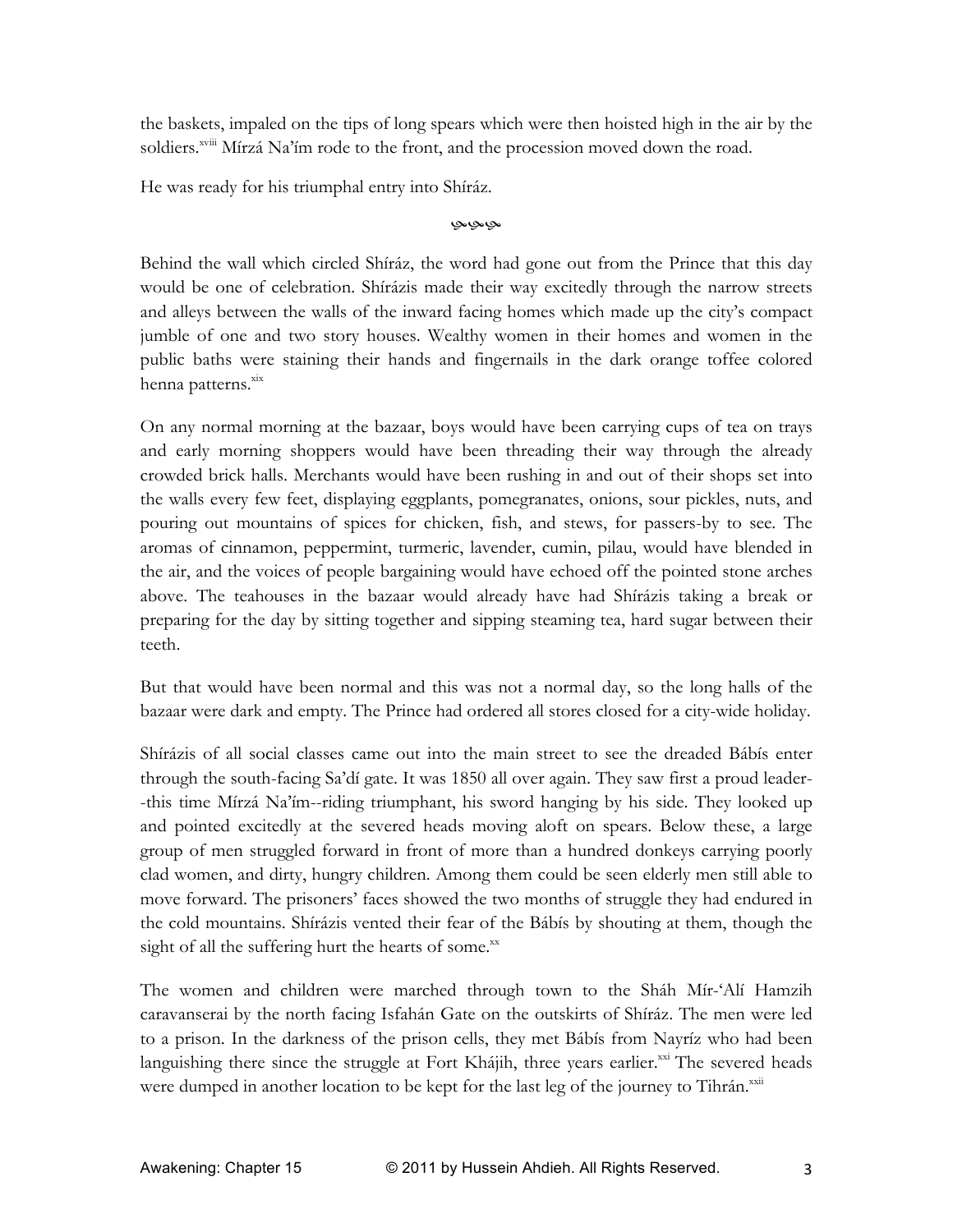the baskets, impaled on the tips of long spears which were then hoisted high in the air by the soldiers.[xviii] Mírzá Na'ím rode to the front, and the procession moved down the road.

He was ready for his triumphal entry into Shíráz.

Behind the wall which circled Shíráz, the word had gone out from the Prince that this day would be one of celebration. Shírázis made their way excitedly through the narrow streets and alleys between the walls of the inward facing homes which made up the city's compact jumble of one and two story houses. Wealthy women in their homes and women in the public baths were staining their hands and fingernails in the dark orange toffee colored henna patterns.[xix]

On any normal morning at the bazaar, boys would have been carrying cups of tea on trays and early morning shoppers would have been threading their way through the already crowded brick halls. Merchants would have been rushing in and out of their shops set into the walls every few feet, displaying eggplants, pomegranates, onions, sour pickles, nuts, and pouring out mountains of spices for chicken, fish, and stews, for passers-by to see. The aromas of cinnamon, peppermint, turmeric, lavender, cumin, pilau, would have blended in the air, and the voices of people bargaining would have echoed off the pointed stone arches above. The teahouses in the bazaar would already have had Shírázis taking a break or preparing for the day by sitting together and sipping steaming tea, hard sugar between their teeth.

But that would have been normal and this was not a normal day, so the long halls of the bazaar were dark and empty. The Prince had ordered all stores closed for a city-wide holiday.

Shírázis of all social classes came out into the main street to see the dreaded Bábís enter through the south-facing Sa'dí gate. It was 1850 all over again. They saw first a proud leader--this time Mírzá Na'ím--riding triumphant, his sword hanging by his side. They looked up and pointed excitedly at the severed heads moving aloft on spears. Below these, a large group of men struggled forward in front of more than a hundred donkeys carrying poorly clad women, and dirty, hungry children. Among them could be seen elderly men still able to move forward. The prisoners' faces showed the two months of struggle they had endured in the cold mountains. Shírázis vented their fear of the Bábís by shouting at them, though the sight of all the suffering hurt the hearts of some.[xx]

The women and children were marched through town to the Sháh Mír-'Alí Hamzih caravanserai by the north facing Isfahán Gate on the outskirts of Shíráz. The men were led to a prison. In the darkness of the prison cells, they met Bábís from Nayríz who had been languishing there since the struggle at Fort Khájih, three years earlier.[xxi] The severed heads were dumped in another location to be kept for the last leg of the journey to Tihrán.[xxii]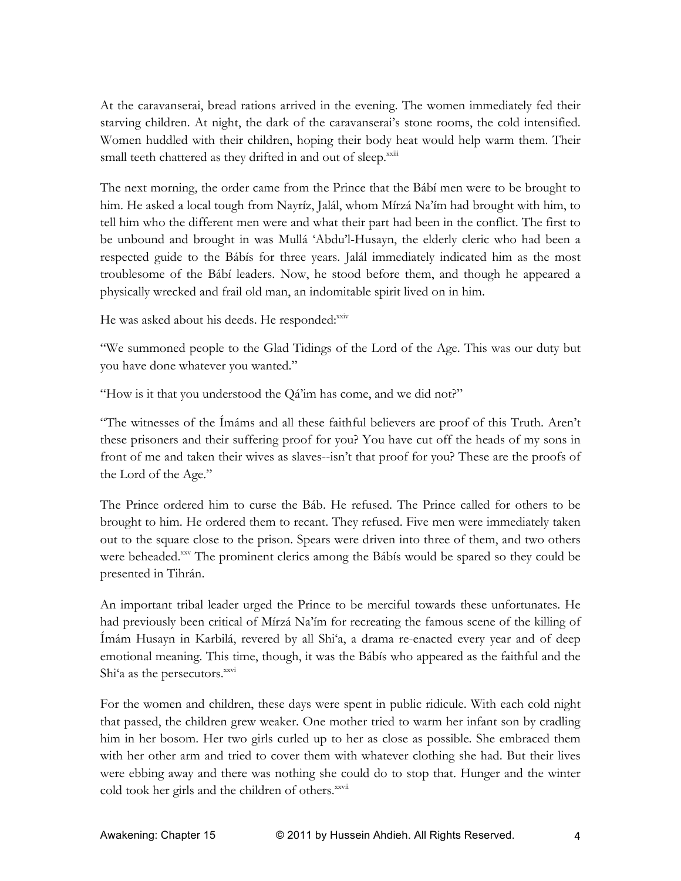At the caravanserai, bread rations arrived in the evening. The women immediately fed their starving children. At night, the dark of the caravanserai's stone rooms, the cold intensified. Women huddled with their children, hoping their body heat would help warm them. Their small teeth chattered as they drifted in and out of sleep.[xxiii]

The next morning, the order came from the Prince that the Bábí men were to be brought to him. He asked a local tough from Nayríz, Jalál, whom Mírzá Na'ím had brought with him, to tell him who the different men were and what their part had been in the conflict. The first to be unbound and brought in was Mullá 'Abdu'l-Husayn, the elderly cleric who had been a respected guide to the Bábís for three years. Jalál immediately indicated him as the most troublesome of the Bábí leaders. Now, he stood before them, and though he appeared a physically wrecked and frail old man, an indomitable spirit lived on in him.

He was asked about his deeds. He responded:[xxiv]

"We summoned people to the Glad Tidings of the Lord of the Age. This was our duty but you have done whatever you wanted."

"How is it that you understood the Qá'im has come, and we did not?"

"The witnesses of the Ímáms and all these faithful believers are proof of this Truth. Aren't these prisoners and their suffering proof for you? You have cut off the heads of my sons in front of me and taken their wives as slaves--isn't that proof for you? These are the proofs of the Lord of the Age."

The Prince ordered him to curse the Báb. He refused. The Prince called for others to be brought to him. He ordered them to recant. They refused. Five men were immediately taken out to the square close to the prison. Spears were driven into three of them, and two others were beheaded.[xxv] The prominent clerics among the Bábís would be spared so they could be presented in Tihrán.

An important tribal leader urged the Prince to be merciful towards these unfortunates. He had previously been critical of Mírzá Na'ím for recreating the famous scene of the killing of Ímám Husayn in Karbilá, revered by all Shi'a, a drama re-enacted every year and of deep emotional meaning. This time, though, it was the Bábís who appeared as the faithful and the Shi'a as the persecutors.[xxvi]

For the women and children, these days were spent in public ridicule. With each cold night that passed, the children grew weaker. One mother tried to warm her infant son by cradling him in her bosom. Her two girls curled up to her as close as possible. She embraced them with her other arm and tried to cover them with whatever clothing she had. But their lives were ebbing away and there was nothing she could do to stop that. Hunger and the winter cold took her girls and the children of others.[xxvii]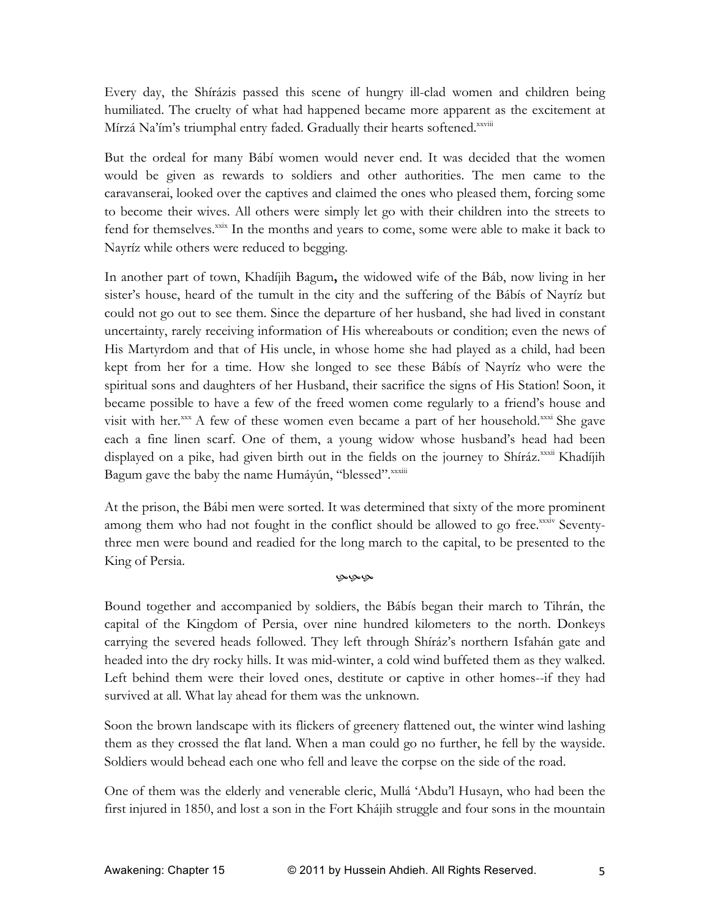Every day, the Shírázis passed this scene of hungry ill-clad women and children being humiliated. The cruelty of what had happened became more apparent as the excitement at Mírzá Na'ím's triumphal entry faded. Gradually their hearts softened.[xxviii]

But the ordeal for many Bábí women would never end. It was decided that the women would be given as rewards to soldiers and other authorities. The men came to the caravanserai, looked over the captives and claimed the ones who pleased them, forcing some to become their wives. All others were simply let go with their children into the streets to fend for themselves.[xxix] In the months and years to come, some were able to make it back to Nayríz while others were reduced to begging.

In another part of town, Khadíjih Bagum**,** the widowed wife of the Báb, now living in her sister's house, heard of the tumult in the city and the suffering of the Bábís of Nayríz but could not go out to see them. Since the departure of her husband, she had lived in constant uncertainty, rarely receiving information of His whereabouts or condition; even the news of His Martyrdom and that of His uncle, in whose home she had played as a child, had been kept from her for a time. How she longed to see these Bábís of Nayríz who were the spiritual sons and daughters of her Husband, their sacrifice the signs of His Station! Soon, it became possible to have a few of the freed women come regularly to a friend's house and visit with her.[xxx] A few of these women even became a part of her household.[xxxi] She gave each a fine linen scarf. One of them, a young widow whose husband's head had been displayed on a pike, had given birth out in the fields on the journey to Shíráz.[xxxii] Khadíjih Bagum gave the baby the name Humáyún, "blessed".[xxxiii]

At the prison, the Bábi men were sorted. It was determined that sixty of the more prominent among them who had not fought in the conflict should be allowed to go free.[xxxiv] Seventy-three men were bound and readied for the long march to the capital, to be presented to the King of Persia.

Bound together and accompanied by soldiers, the Bábís began their march to Tihrán, the capital of the Kingdom of Persia, over nine hundred kilometers to the north. Donkeys carrying the severed heads followed. They left through Shíráz's northern Isfahán gate and headed into the dry rocky hills. It was mid-winter, a cold wind buffeted them as they walked. Left behind them were their loved ones, destitute or captive in other homes--if they had survived at all. What lay ahead for them was the unknown.

Soon the brown landscape with its flickers of greenery flattened out, the winter wind lashing them as they crossed the flat land. When a man could go no further, he fell by the wayside. Soldiers would behead each one who fell and leave the corpse on the side of the road.

One of them was the elderly and venerable cleric, Mullá 'Abdu'l Husayn, who had been the first injured in 1850, and lost a son in the Fort Khájih struggle and four sons in the mountain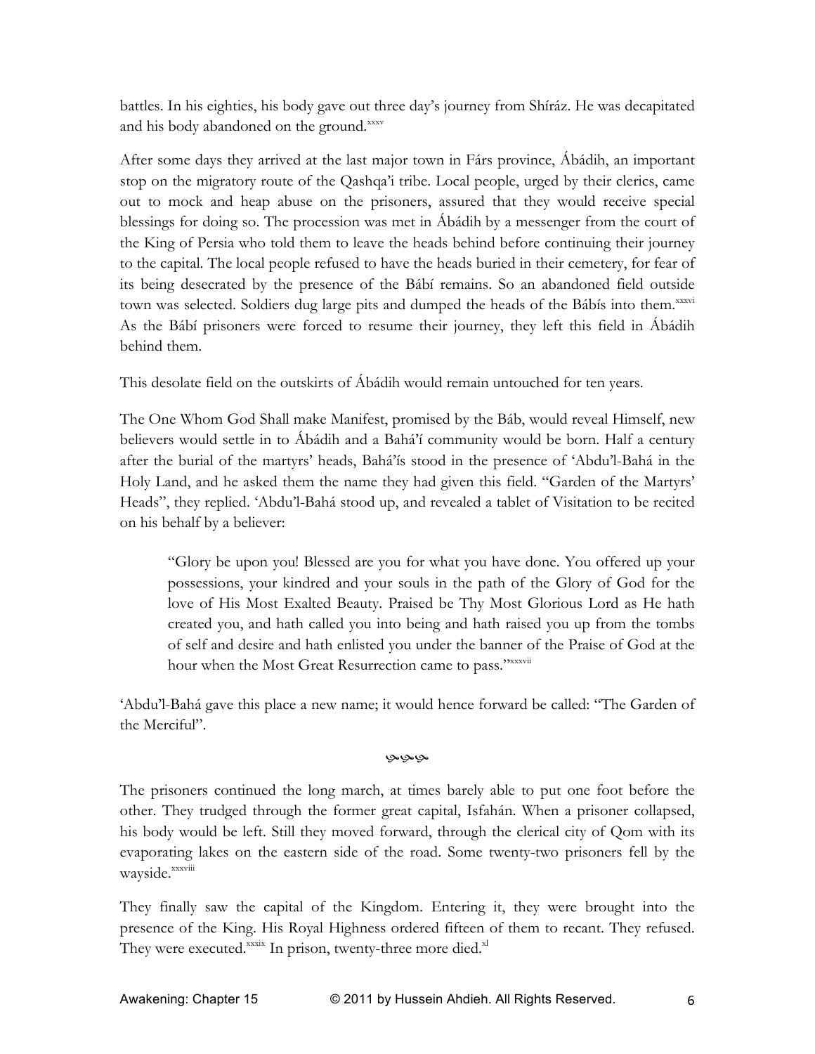battles. In his eighties, his body gave out three day's journey from Shíráz. He was decapitated and his body abandoned on the ground.[xxxv]

After some days they arrived at the last major town in Fárs province, Ábádih, an important stop on the migratory route of the Qashqa'i tribe. Local people, urged by their clerics, came out to mock and heap abuse on the prisoners, assured that they would receive special blessings for doing so. The procession was met in Ábádih by a messenger from the court of the King of Persia who told them to leave the heads behind before continuing their journey to the capital. The local people refused to have the heads buried in their cemetery, for fear of its being desecrated by the presence of the Bábí remains. So an abandoned field outside town was selected. Soldiers dug large pits and dumped the heads of the Bábís into them.[xxxvi] As the Bábí prisoners were forced to resume their journey, they left this field in Ábádih behind them.

This desolate field on the outskirts of Ábádih would remain untouched for ten years.

The One Whom God Shall make Manifest, promised by the Báb, would reveal Himself, new believers would settle in to Ábádih and a Bahá'í community would be born. Half a century after the burial of the martyrs' heads, Bahá'ís stood in the presence of 'Abdu'l-Bahá in the Holy Land, and he asked them the name they had given this field. "Garden of the Martyrs' Heads", they replied. 'Abdu'l-Bahá stood up, and revealed a tablet of Visitation to be recited on his behalf by a believer:

> "Glory be upon you! Blessed are you for what you have done. You offered up your possessions, your kindred and your souls in the path of the Glory of God for the love of His Most Exalted Beauty. Praised be Thy Most Glorious Lord as He hath created you, and hath called you into being and hath raised you up from the tombs of self and desire and hath enlisted you under the banner of the Praise of God at the hour when the Most Great Resurrection came to pass."[xxxvii]

'Abdu'l-Bahá gave this place a new name; it would hence forward be called: "The Garden of the Merciful".

⁂

The prisoners continued the long march, at times barely able to put one foot before the other. They trudged through the former great capital, Isfahán. When a prisoner collapsed, his body would be left. Still they moved forward, through the clerical city of Qom with its evaporating lakes on the eastern side of the road. Some twenty-two prisoners fell by the wayside.[xxxviii]

They finally saw the capital of the Kingdom. Entering it, they were brought into the presence of the King. His Royal Highness ordered fifteen of them to recant. They refused. They were executed.[xxxix] In prison, twenty-three more died.[xl]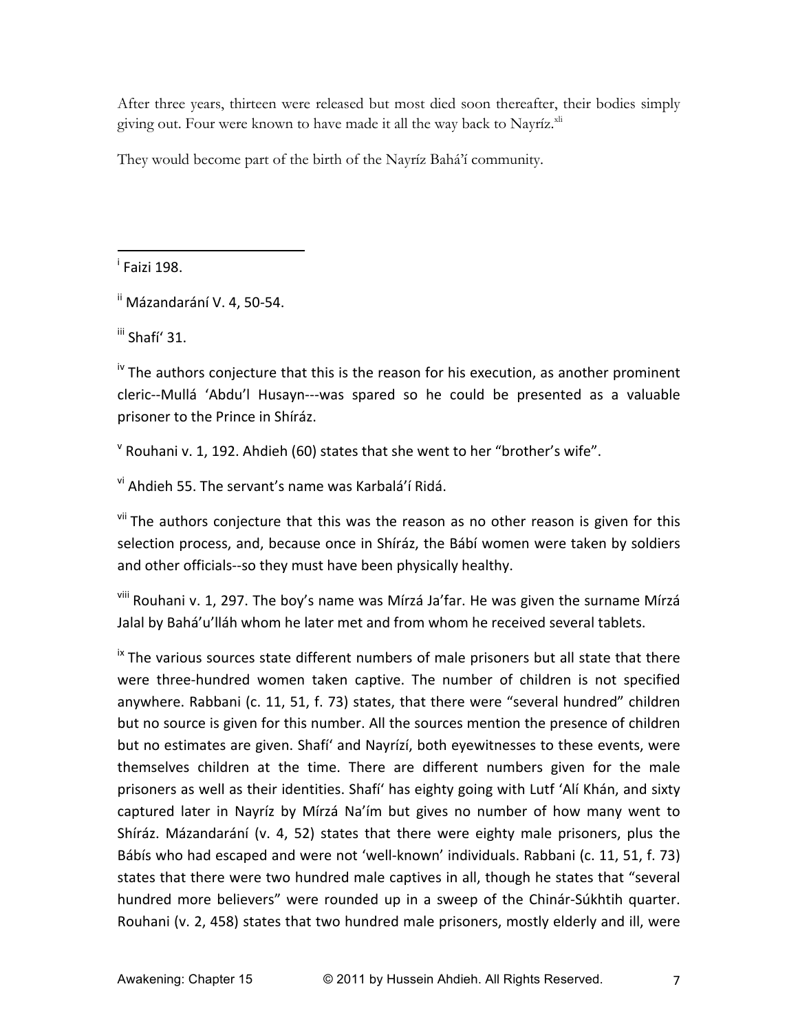After three years, thirteen were released but most died soon thereafter, their bodies simply giving out. Four were known to have made it all the way back to Nayríz.[xli]

They would become part of the birth of the Nayríz Bahá'í community.

---

[i] Faizi 198.

[ii] Mázandarání V. 4, 50-54.

[iii] Shafí' 31.

[iv] The authors conjecture that this is the reason for his execution, as another prominent cleric--Mullá 'Abdu'l Husayn---was spared so he could be presented as a valuable prisoner to the Prince in Shíráz.

[v] Rouhani v. 1, 192. Ahdieh (60) states that she went to her "brother's wife".

[vi] Ahdieh 55. The servant's name was Karbalá'í Ridá.

[vii] The authors conjecture that this was the reason as no other reason is given for this selection process, and, because once in Shíráz, the Bábí women were taken by soldiers and other officials--so they must have been physically healthy.

[viii] Rouhani v. 1, 297. The boy's name was Mírzá Ja'far. He was given the surname Mírzá Jalal by Bahá'u'lláh whom he later met and from whom he received several tablets.

[ix] The various sources state different numbers of male prisoners but all state that there were three-hundred women taken captive. The number of children is not specified anywhere. Rabbani (c. 11, 51, f. 73) states, that there were "several hundred" children but no source is given for this number. All the sources mention the presence of children but no estimates are given. Shafí' and Nayrízí, both eyewitnesses to these events, were themselves children at the time. There are different numbers given for the male prisoners as well as their identities. Shafí' has eighty going with Lutf 'Alí Khán, and sixty captured later in Nayríz by Mírzá Na'ím but gives no number of how many went to Shíráz. Mázandarání (v. 4, 52) states that there were eighty male prisoners, plus the Bábís who had escaped and were not 'well-known' individuals. Rabbani (c. 11, 51, f. 73) states that there were two hundred male captives in all, though he states that "several hundred more believers" were rounded up in a sweep of the Chinár-Súkhtih quarter. Rouhani (v. 2, 458) states that two hundred male prisoners, mostly elderly and ill, were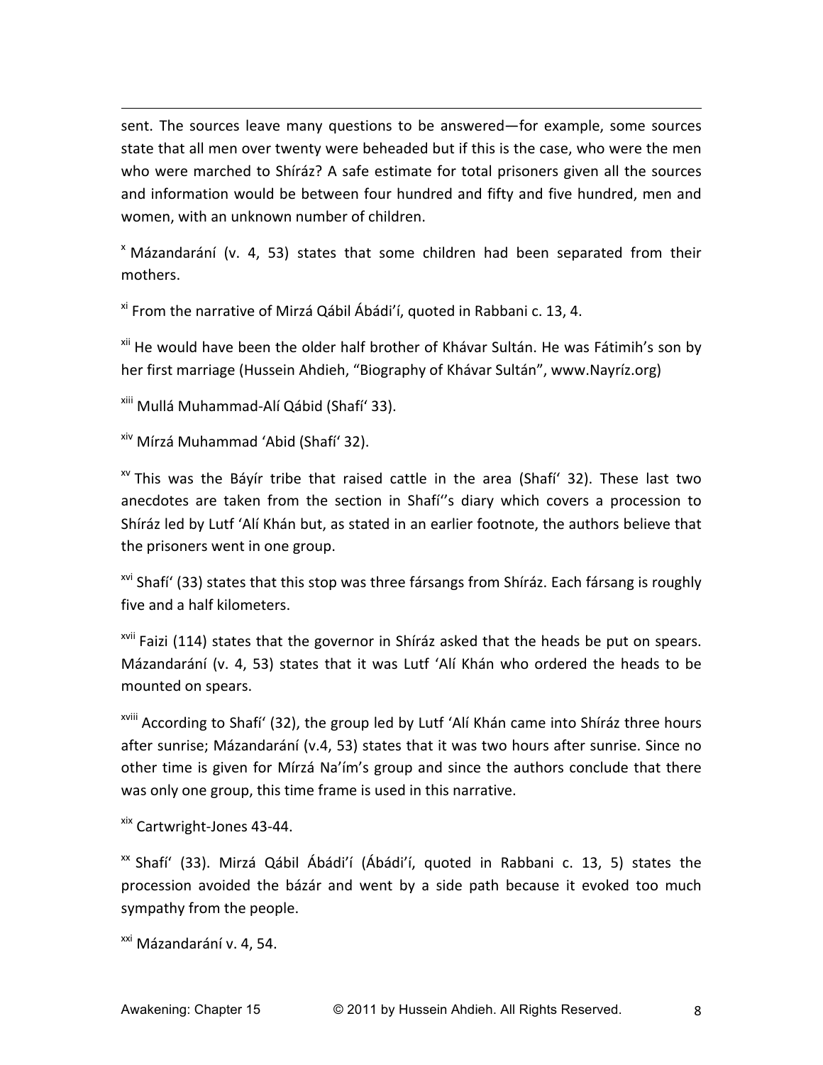sent. The sources leave many questions to be answered—for example, some sources state that all men over twenty were beheaded but if this is the case, who were the men who were marched to Shíráz? A safe estimate for total prisoners given all the sources and information would be between four hundred and fifty and five hundred, men and women, with an unknown number of children.

[x] Mázandarání (v. 4, 53) states that some children had been separated from their mothers.

[xi] From the narrative of Mirzá Qábil Ábádi'í, quoted in Rabbani c. 13, 4.

[xii] He would have been the older half brother of Khávar Sultán. He was Fátimih's son by her first marriage (Hussein Ahdieh, "Biography of Khávar Sultán", www.Nayríz.org)

[xiii] Mullá Muhammad-Alí Qábid (Shafí' 33).

[xiv] Mírzá Muhammad 'Abid (Shafí' 32).

[xv] This was the Báyír tribe that raised cattle in the area (Shafí' 32). These last two anecdotes are taken from the section in Shafí''s diary which covers a procession to Shíráz led by Lutf 'Alí Khán but, as stated in an earlier footnote, the authors believe that the prisoners went in one group.

[xvi] Shafí' (33) states that this stop was three fársangs from Shíráz. Each fársang is roughly five and a half kilometers.

[xvii] Faizi (114) states that the governor in Shíráz asked that the heads be put on spears. Mázandarání (v. 4, 53) states that it was Lutf 'Alí Khán who ordered the heads to be mounted on spears.

[xviii] According to Shafí' (32), the group led by Lutf 'Alí Khán came into Shíráz three hours after sunrise; Mázandarání (v.4, 53) states that it was two hours after sunrise. Since no other time is given for Mírzá Na'ím's group and since the authors conclude that there was only one group, this time frame is used in this narrative.

[xix] Cartwright-Jones 43-44.

[xx] Shafí' (33). Mirzá Qábil Ábádi'í (Ábádi'í, quoted in Rabbani c. 13, 5) states the procession avoided the bázár and went by a side path because it evoked too much sympathy from the people.

[xxi] Mázandarání v. 4, 54.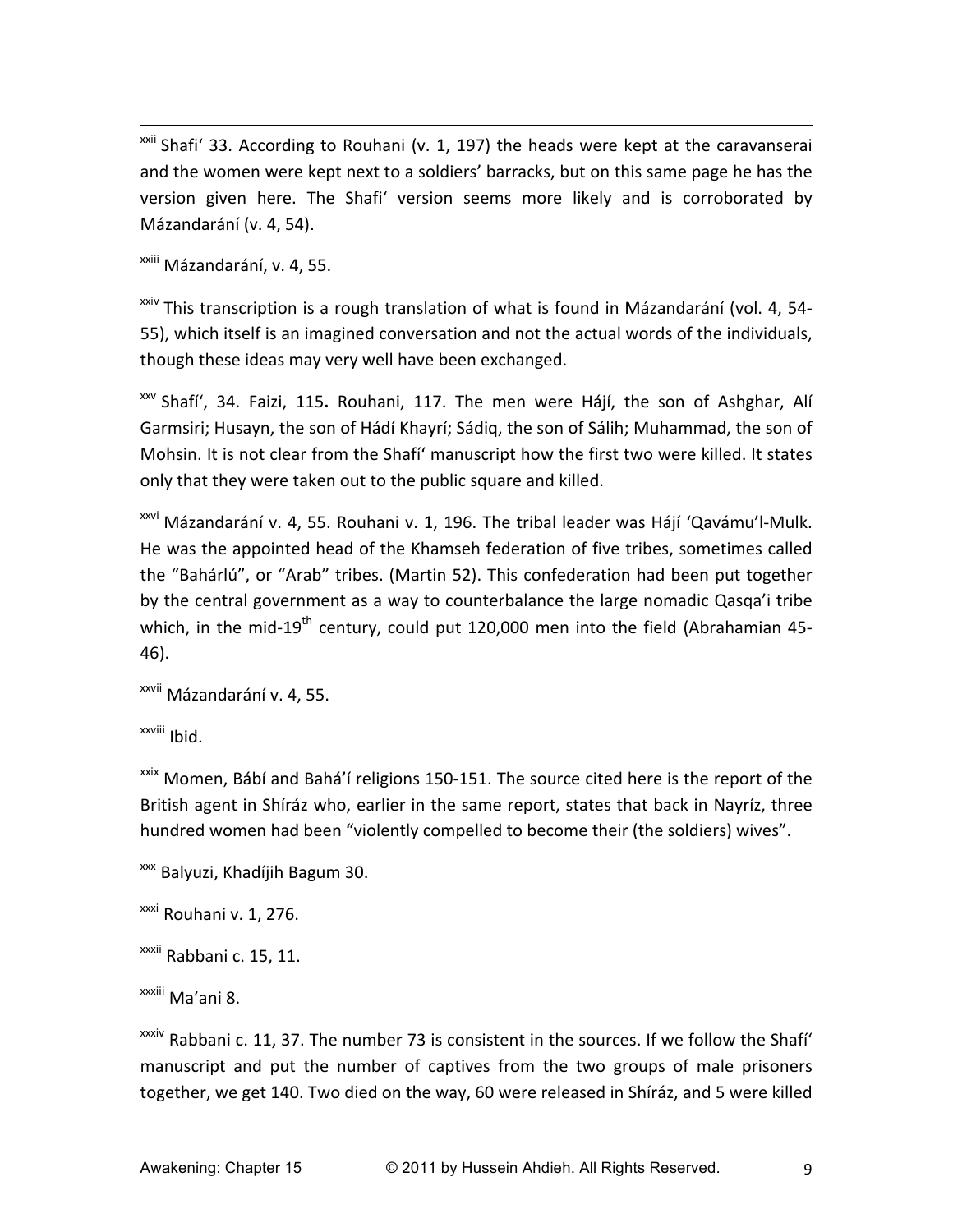[xxii] Shafi' 33. According to Rouhani (v. 1, 197) the heads were kept at the caravanserai and the women were kept next to a soldiers' barracks, but on this same page he has the version given here. The Shafi' version seems more likely and is corroborated by Mázandarání (v. 4, 54).

[xxiii] Mázandarání, v. 4, 55.

[xxiv] This transcription is a rough translation of what is found in Mázandarání (vol. 4, 54-55), which itself is an imagined conversation and not the actual words of the individuals, though these ideas may very well have been exchanged.

[xxv] Shafí', 34. Faizi, 115**.** Rouhani, 117. The men were Hájí, the son of Ashghar, Alí Garmsiri; Husayn, the son of Hádí Khayrí; Sádiq, the son of Sálih; Muhammad, the son of Mohsin. It is not clear from the Shafí' manuscript how the first two were killed. It states only that they were taken out to the public square and killed.

[xxvi] Mázandarání v. 4, 55. Rouhani v. 1, 196. The tribal leader was Hájí 'Qavámu'l-Mulk. He was the appointed head of the Khamseh federation of five tribes, sometimes called the "Bahárlú", or "Arab" tribes. (Martin 52). This confederation had been put together by the central government as a way to counterbalance the large nomadic Qasqa'i tribe which, in the mid-19th century, could put 120,000 men into the field (Abrahamian 45-46).

[xxvii] Mázandarání v. 4, 55.

[xxviii] Ibid.

[xxix] Momen, Bábí and Bahá'í religions 150-151. The source cited here is the report of the British agent in Shíráz who, earlier in the same report, states that back in Nayríz, three hundred women had been "violently compelled to become their (the soldiers) wives".

[xxx] Balyuzi, Khadíjih Bagum 30.

[xxxi] Rouhani v. 1, 276.

[xxxii] Rabbani c. 15, 11.

[xxxiii] Ma'ani 8.

[xxxiv] Rabbani c. 11, 37. The number 73 is consistent in the sources. If we follow the Shafí' manuscript and put the number of captives from the two groups of male prisoners together, we get 140. Two died on the way, 60 were released in Shíráz, and 5 were killed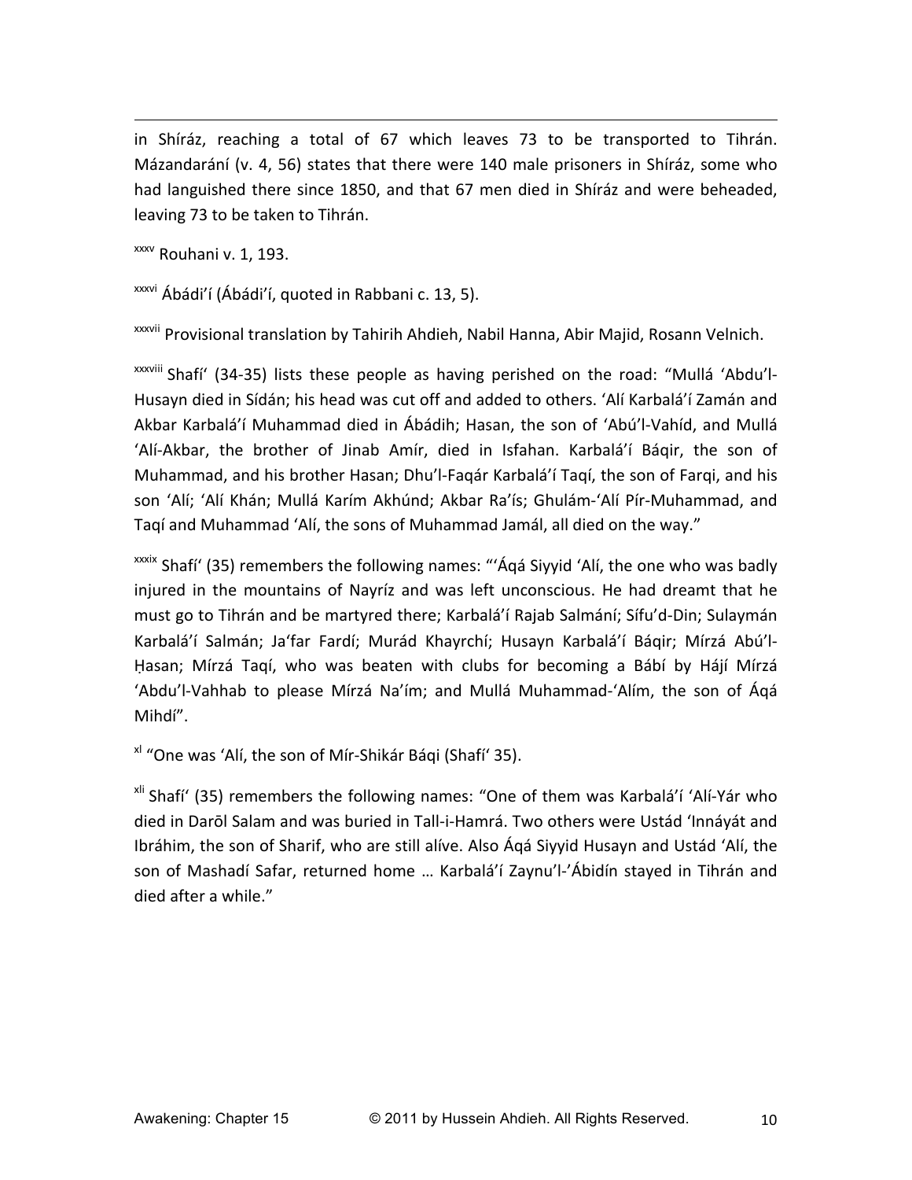in Shíráz, reaching a total of 67 which leaves 73 to be transported to Tihrán. Mázandarání (v. 4, 56) states that there were 140 male prisoners in Shíráz, some who had languished there since 1850, and that 67 men died in Shíráz and were beheaded, leaving 73 to be taken to Tihrán.

[xxxv] Rouhani v. 1, 193.

[xxxvi] Ábádi'í (Ábádi'í, quoted in Rabbani c. 13, 5).

[xxxvii] Provisional translation by Tahirih Ahdieh, Nabil Hanna, Abir Majid, Rosann Velnich.

[xxxviii] Shafí' (34-35) lists these people as having perished on the road: "Mullá 'Abdu'l-Husayn died in Sídán; his head was cut off and added to others. 'Alí Karbalá'í Zamán and Akbar Karbalá'í Muhammad died in Ábádih; Hasan, the son of 'Abú'l-Vahíd, and Mullá 'Alí-Akbar, the brother of Jinab Amír, died in Isfahan. Karbalá'í Báqir, the son of Muhammad, and his brother Hasan; Dhu'l-Faqár Karbalá'í Taqí, the son of Farqi, and his son 'Alí; 'Alí Khán; Mullá Karím Akhúnd; Akbar Ra'ís; Ghulám-'Alí Pír-Muhammad, and Taqí and Muhammad 'Alí, the sons of Muhammad Jamál, all died on the way."

[xxxix] Shafí' (35) remembers the following names: "'Áqá Siyyid 'Alí, the one who was badly injured in the mountains of Nayríz and was left unconscious. He had dreamt that he must go to Tihrán and be martyred there; Karbalá'í Rajab Salmání; Sífu'd-Din; Sulaymán Karbalá'í Salmán; Ja'far Fardí; Murád Khayrchí; Husayn Karbalá'í Báqir; Mírzá Abú'l-Ḥasan; Mírzá Taqí, who was beaten with clubs for becoming a Bábí by Hájí Mírzá 'Abdu'l-Vahhab to please Mírzá Na'ím; and Mullá Muhammad-'Alím, the son of Áqá Mihdí".

[xl] "One was 'Alí, the son of Mír-Shikár Báqi (Shafí' 35).

[xli] Shafí' (35) remembers the following names: "One of them was Karbalá'í 'Alí-Yár who died in Darōl Salam and was buried in Tall-i-Hamrá. Two others were Ustád 'Innáyát and Ibráhim, the son of Sharif, who are still alíve. Also Áqá Siyyid Husayn and Ustád 'Alí, the son of Mashadí Safar, returned home … Karbalá'í Zaynu'l-'Ábidín stayed in Tihrán and died after a while."